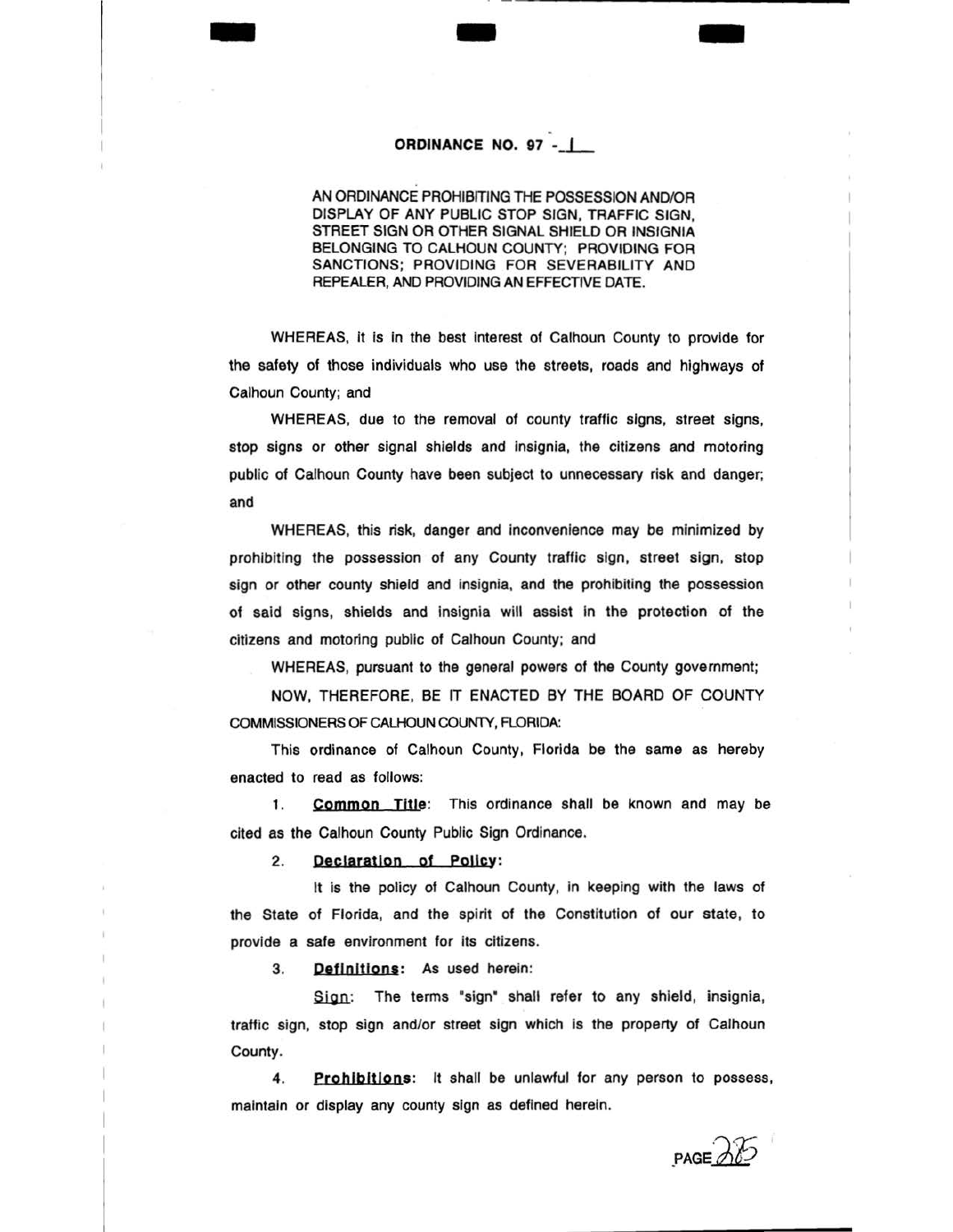# ORDINANCE NO. 97 - 1

AN ORDINANCE PROHIBITING THE POSSESSION AND/OR DISPLAY OF ANY PUBLIC STOP SIGN, TRAFFIC SIGN, STREET SIGN OR OTHER SIGNAL SHIELD OR INSIGNIA BELONGING TO CALHOUN COUNTY; PROVIDING FOR SANCTIONS; PROVIDING FOR SEVERABILITY AND REPEALER, AND PROVIDING AN EFFECTIVE DATE.

WHEREAS, it is in the best interest of Calhoun County to provide for the safety of those individuals who use the streets, roads and highways of Calhoun County; and

WHEREAS, due to the removal of county traffic signs, street signs, stop signs or other signal shields and insignia, the citizens and motoring public of Calhoun County have been subject to unnecessary risk and danger; and

WHEREAS, this risk, danger and inconvenience may be minimized by prohibiting the possession of any County traffic sign, street sign, stop sign or other county shield and insignia, and the prohibiting the possession of said signs, shields and insignia will assist in the protection of the citizens and motoring public of Calhoun County; and

WHEREAS, pursuant to the general powers of the County government;

NOW, THEREFORE, BE IT ENACTED BY THE BOARD OF COUNTY COMMISSIONERS OF CALHOUN COUNTY, FLORIDA:

This ordinance of Calhoun County, Florida be the same as hereby enacted to read as follows:

1. **Common Title**: This ordinance shall be known and may be cited as the Calhoun County Public Sign Ordinance.

2. **Declaration of Policy**:

   It is the policy of Calhoun County, in keeping with the laws of the State of Florida, and the spirit of the Constitution of our state, to provide a safe environment for its citizens.

3. **Definitions**: As used herein:

   Sign: The terms "sign" shall refer to any shield, insignia, traffic sign, stop sign and/or street sign which is the property of Calhoun County.

4. **Prohibitions**: It shall be unlawful for any person to possess, maintain or display any county sign as defined herein.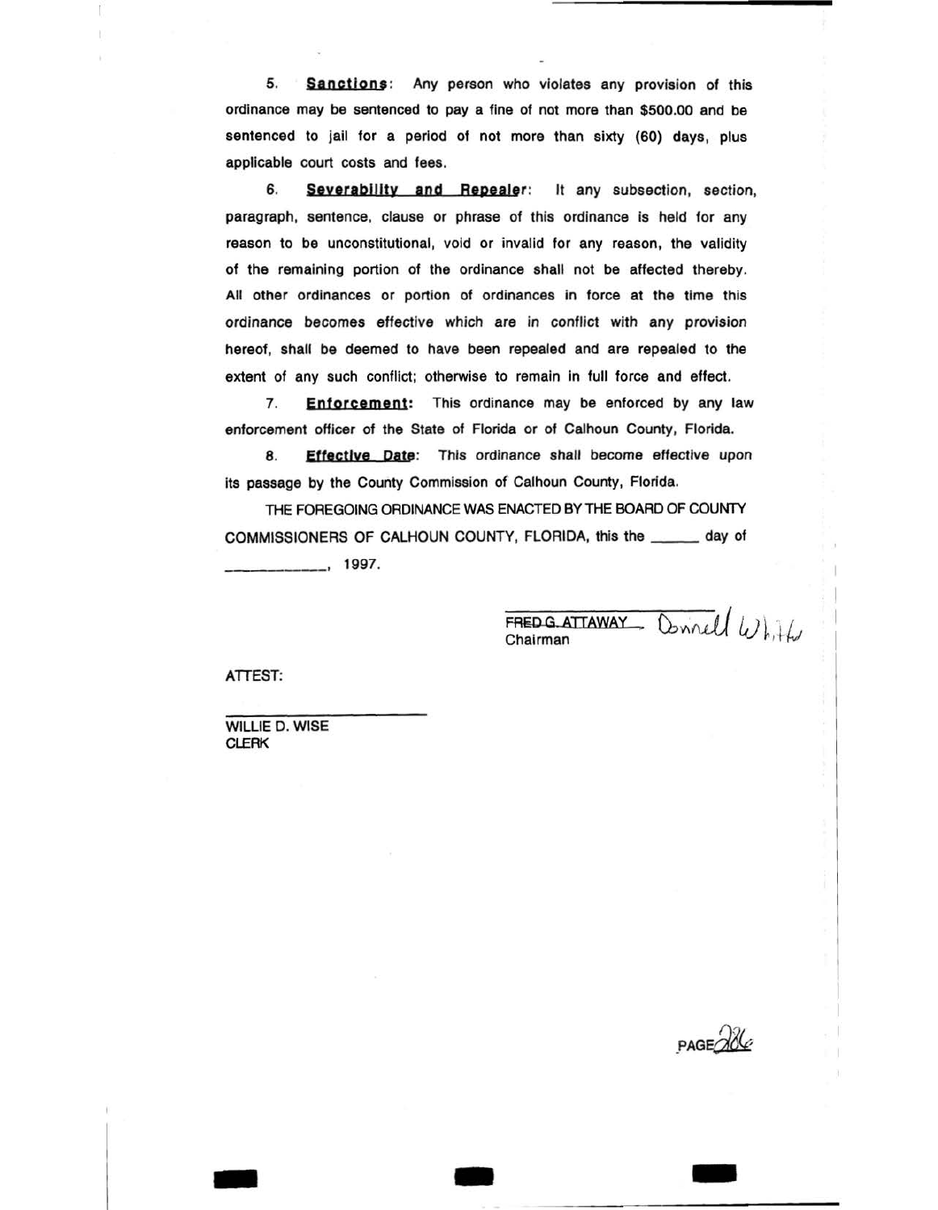5. **Sanctions**: Any person who violates any provision of this ordinance may be sentenced to pay a fine of not more than $500.00 and be sentenced to jail for a period of not more than sixty (60) days, plus applicable court costs and fees.

6. **Severability and Repealer**: It any subsection, section, paragraph, sentence, clause or phrase of this ordinance is held for any reason to be unconstitutional, void or invalid for any reason, the validity of the remaining portion of the ordinance shall not be affected thereby. All other ordinances or portion of ordinances in force at the time this ordinance becomes effective which are in conflict with any provision hereof, shall be deemed to have been repealed and are repealed to the extent of any such conflict; otherwise to remain in full force and effect.

7. **Enforcement:** This ordinance may be enforced by any law enforcement officer of the State of Florida or of Calhoun County, Florida.

8. **Effective Date**: This ordinance shall become effective upon its passage by the County Commission of Calhoun County, Florida.

THE FOREGOING ORDINANCE WAS ENACTED BY THE BOARD OF COUNTY COMMISSIONERS OF CALHOUN COUNTY, FLORIDA, this the ______ day of ____________, 1997.

~~FRED G. ATTAWAY~~ Donnell White
Chairman

ATTEST:

______________________
WILLIE D. WISE
CLERK

PAGE 286